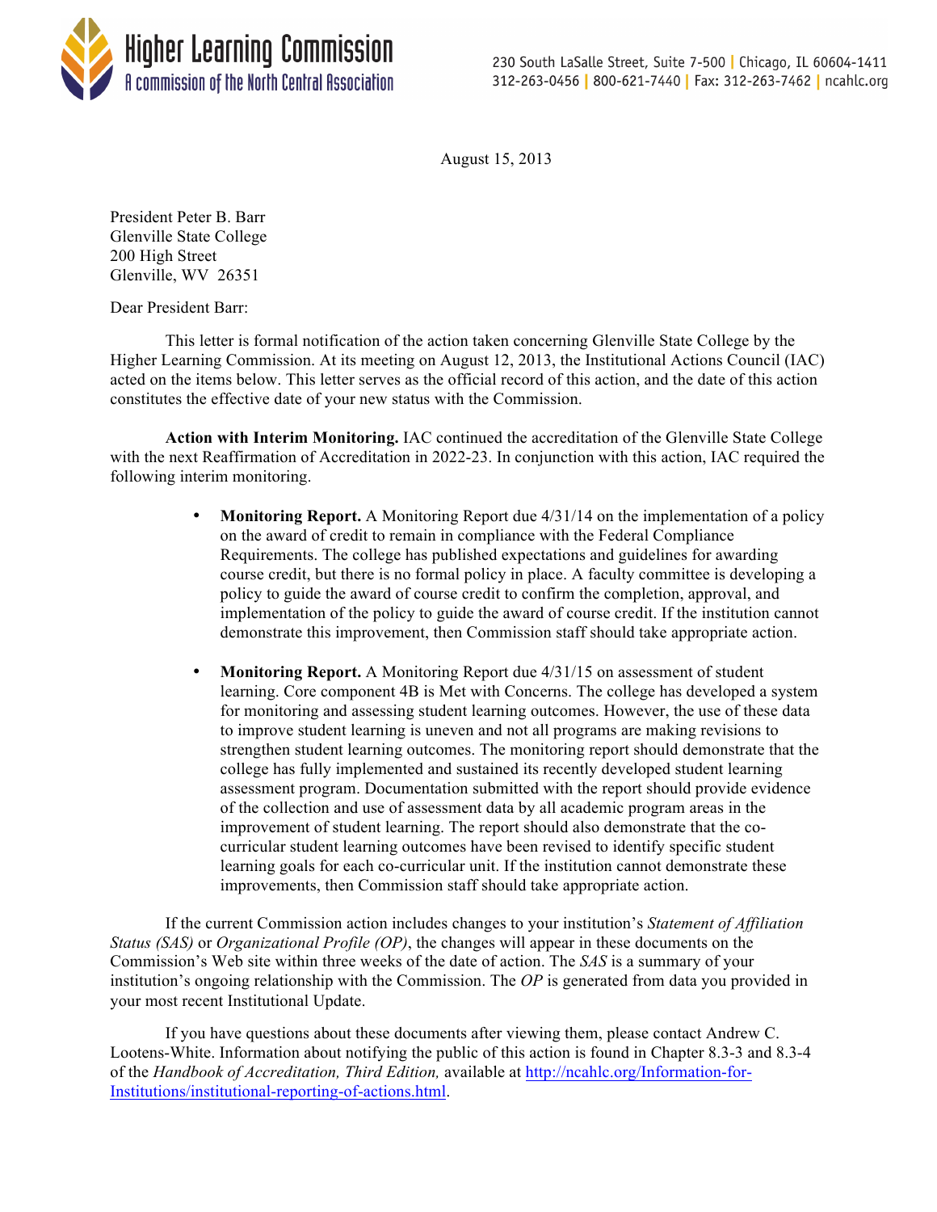Higher Learning Commission
A commission of the North Central Association

230 South LaSalle Street, Suite 7-500 | Chicago, IL 60604-1411
312-263-0456 | 800-621-7440 | Fax: 312-263-7462 | ncahlc.org

August 15, 2013

President Peter B. Barr
Glenville State College
200 High Street
Glenville, WV 26351

Dear President Barr:

This letter is formal notification of the action taken concerning Glenville State College by the Higher Learning Commission. At its meeting on August 12, 2013, the Institutional Actions Council (IAC) acted on the items below. This letter serves as the official record of this action, and the date of this action constitutes the effective date of your new status with the Commission.

**Action with Interim Monitoring.** IAC continued the accreditation of the Glenville State College with the next Reaffirmation of Accreditation in 2022-23. In conjunction with this action, IAC required the following interim monitoring.

- **Monitoring Report.** A Monitoring Report due 4/31/14 on the implementation of a policy on the award of credit to remain in compliance with the Federal Compliance Requirements. The college has published expectations and guidelines for awarding course credit, but there is no formal policy in place. A faculty committee is developing a policy to guide the award of course credit to confirm the completion, approval, and implementation of the policy to guide the award of course credit. If the institution cannot demonstrate this improvement, then Commission staff should take appropriate action.

- **Monitoring Report.** A Monitoring Report due 4/31/15 on assessment of student learning. Core component 4B is Met with Concerns. The college has developed a system for monitoring and assessing student learning outcomes. However, the use of these data to improve student learning is uneven and not all programs are making revisions to strengthen student learning outcomes. The monitoring report should demonstrate that the college has fully implemented and sustained its recently developed student learning assessment program. Documentation submitted with the report should provide evidence of the collection and use of assessment data by all academic program areas in the improvement of student learning. The report should also demonstrate that the co-curricular student learning outcomes have been revised to identify specific student learning goals for each co-curricular unit. If the institution cannot demonstrate these improvements, then Commission staff should take appropriate action.

If the current Commission action includes changes to your institution's *Statement of Affiliation Status (SAS)* or *Organizational Profile (OP)*, the changes will appear in these documents on the Commission's Web site within three weeks of the date of action. The *SAS* is a summary of your institution's ongoing relationship with the Commission. The *OP* is generated from data you provided in your most recent Institutional Update.

If you have questions about these documents after viewing them, please contact Andrew C. Lootens-White. Information about notifying the public of this action is found in Chapter 8.3-3 and 8.3-4 of the *Handbook of Accreditation, Third Edition,* available at http://ncahlc.org/Information-for-Institutions/institutional-reporting-of-actions.html.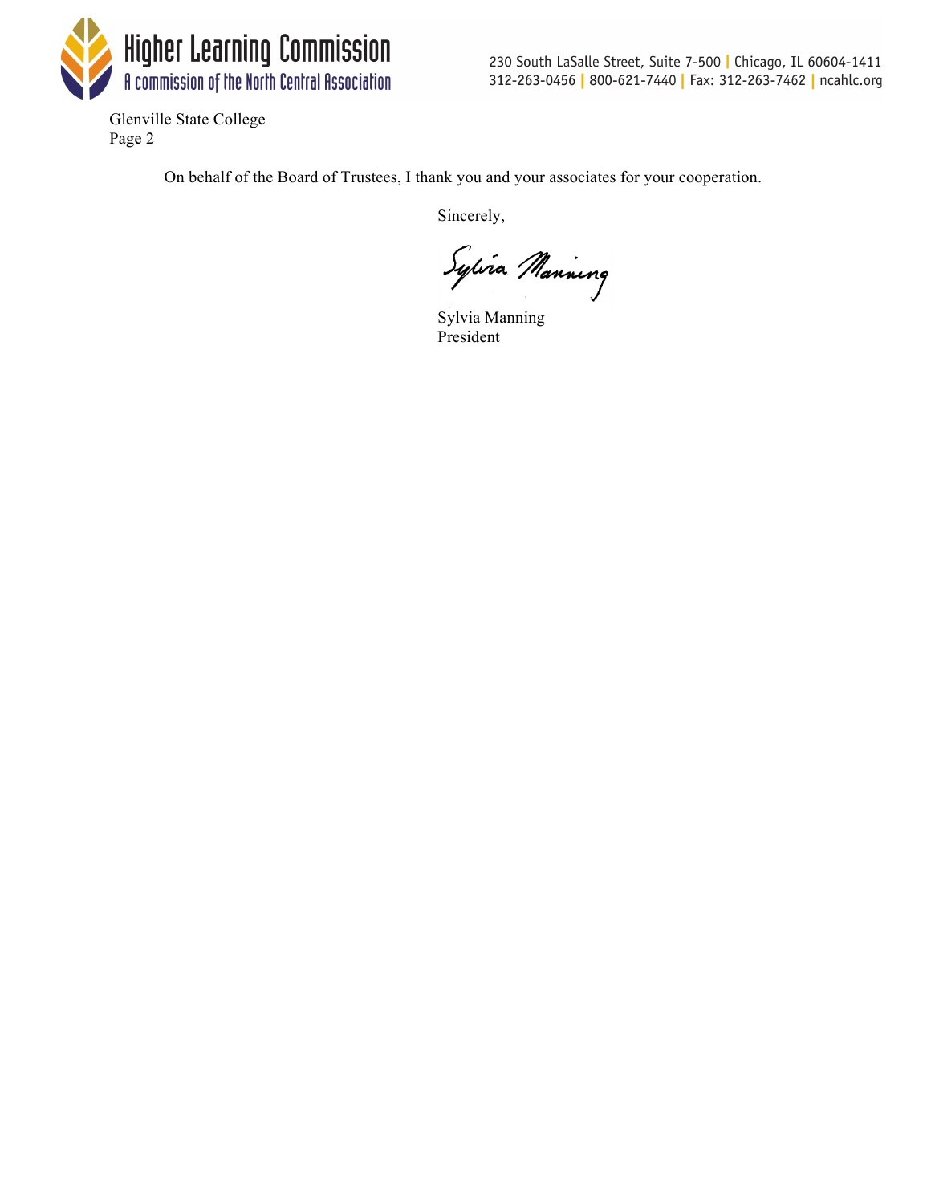Glenville State College
Page 2

On behalf of the Board of Trustees, I thank you and your associates for your cooperation.

Sincerely,

Sylvia Manning

Sylvia Manning
President